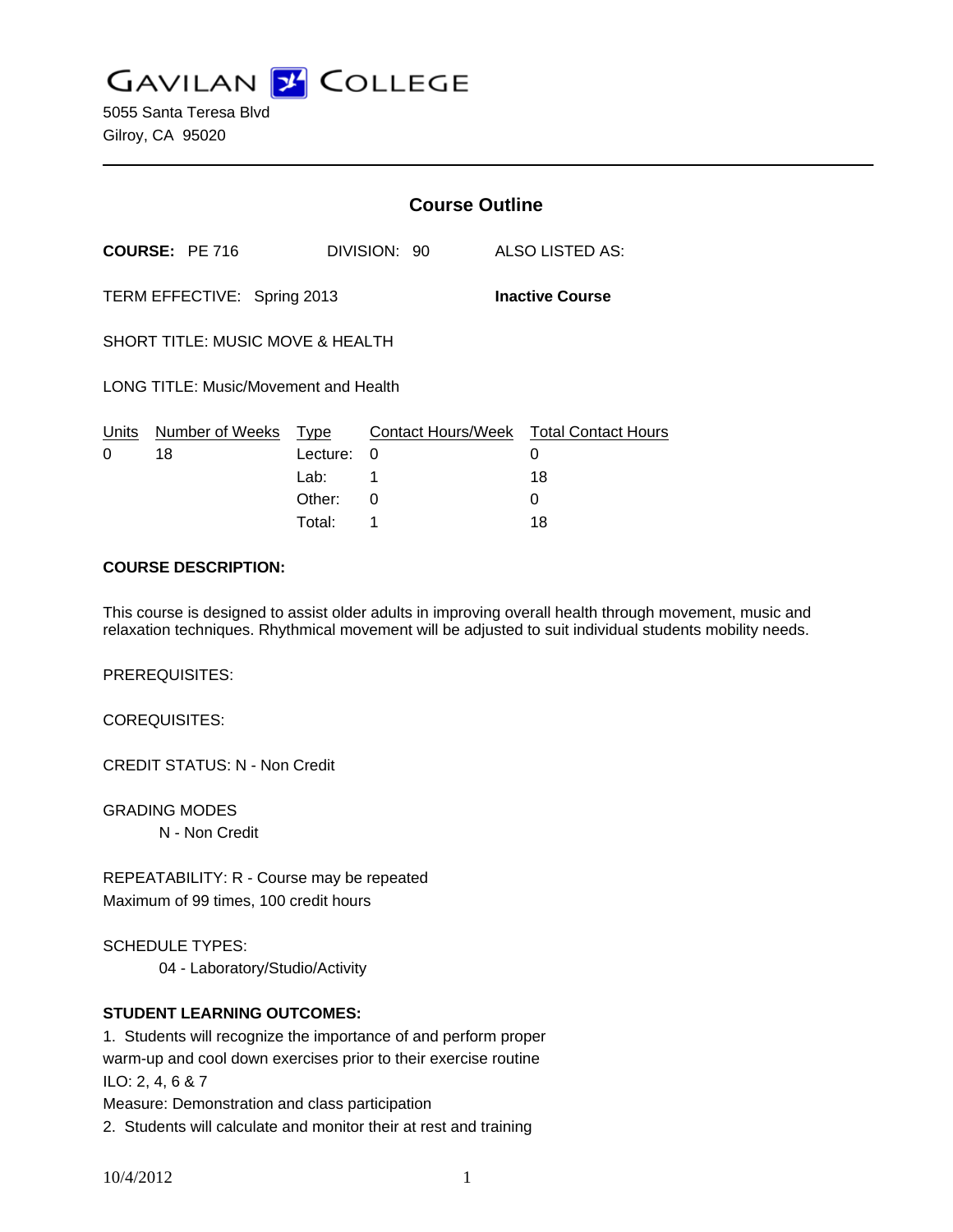# GAVILAN COLLEGE

5055 Santa Teresa Blvd
Gilroy, CA 95020

---

## Course Outline

**COURSE:** PE 716 DIVISION: 90 ALSO LISTED AS:

TERM EFFECTIVE: Spring 2013 **Inactive Course**

SHORT TITLE: MUSIC MOVE & HEALTH

LONG TITLE: Music/Movement and Health

| Units | Number of Weeks | Type | Contact Hours/Week | Total Contact Hours |
|---|---|---|---|---|
| 0 | 18 | Lecture: | 0 | 0 |
| | | Lab: | 1 | 18 |
| | | Other: | 0 | 0 |
| | | Total: | 1 | 18 |

**COURSE DESCRIPTION:**

This course is designed to assist older adults in improving overall health through movement, music and relaxation techniques. Rhythmical movement will be adjusted to suit individual students mobility needs.

PREREQUISITES:

COREQUISITES:

CREDIT STATUS: N - Non Credit

GRADING MODES

N - Non Credit

REPEATABILITY: R - Course may be repeated
Maximum of 99 times, 100 credit hours

SCHEDULE TYPES:

04 - Laboratory/Studio/Activity

**STUDENT LEARNING OUTCOMES:**

1. Students will recognize the importance of and perform proper warm-up and cool down exercises prior to their exercise routine
ILO: 2, 4, 6 & 7
Measure: Demonstration and class participation
2. Students will calculate and monitor their at rest and training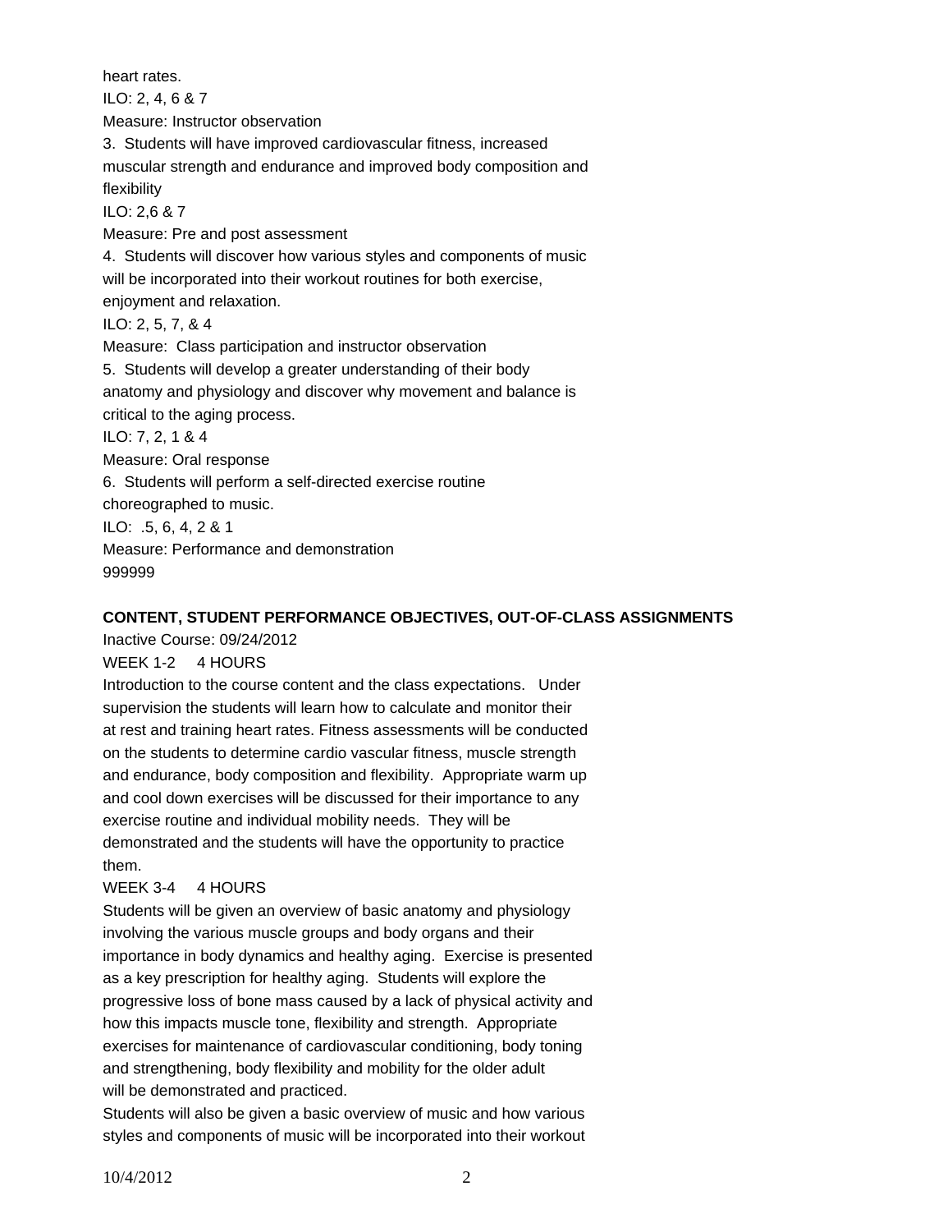heart rates.
ILO: 2, 4, 6 & 7
Measure: Instructor observation
3. Students will have improved cardiovascular fitness, increased muscular strength and endurance and improved body composition and flexibility
ILO: 2,6 & 7
Measure: Pre and post assessment
4. Students will discover how various styles and components of music will be incorporated into their workout routines for both exercise, enjoyment and relaxation.
ILO: 2, 5, 7, & 4
Measure: Class participation and instructor observation
5. Students will develop a greater understanding of their body anatomy and physiology and discover why movement and balance is critical to the aging process.
ILO: 7, 2, 1 & 4
Measure: Oral response
6. Students will perform a self-directed exercise routine choreographed to music.
ILO: .5, 6, 4, 2 & 1
Measure: Performance and demonstration
999999

**CONTENT, STUDENT PERFORMANCE OBJECTIVES, OUT-OF-CLASS ASSIGNMENTS**

Inactive Course: 09/24/2012

WEEK 1-2 4 HOURS

Introduction to the course content and the class expectations. Under supervision the students will learn how to calculate and monitor their at rest and training heart rates. Fitness assessments will be conducted on the students to determine cardio vascular fitness, muscle strength and endurance, body composition and flexibility. Appropriate warm up and cool down exercises will be discussed for their importance to any exercise routine and individual mobility needs. They will be demonstrated and the students will have the opportunity to practice them.

WEEK 3-4 4 HOURS

Students will be given an overview of basic anatomy and physiology involving the various muscle groups and body organs and their importance in body dynamics and healthy aging. Exercise is presented as a key prescription for healthy aging. Students will explore the progressive loss of bone mass caused by a lack of physical activity and how this impacts muscle tone, flexibility and strength. Appropriate exercises for maintenance of cardiovascular conditioning, body toning and strengthening, body flexibility and mobility for the older adult will be demonstrated and practiced.

Students will also be given a basic overview of music and how various styles and components of music will be incorporated into their workout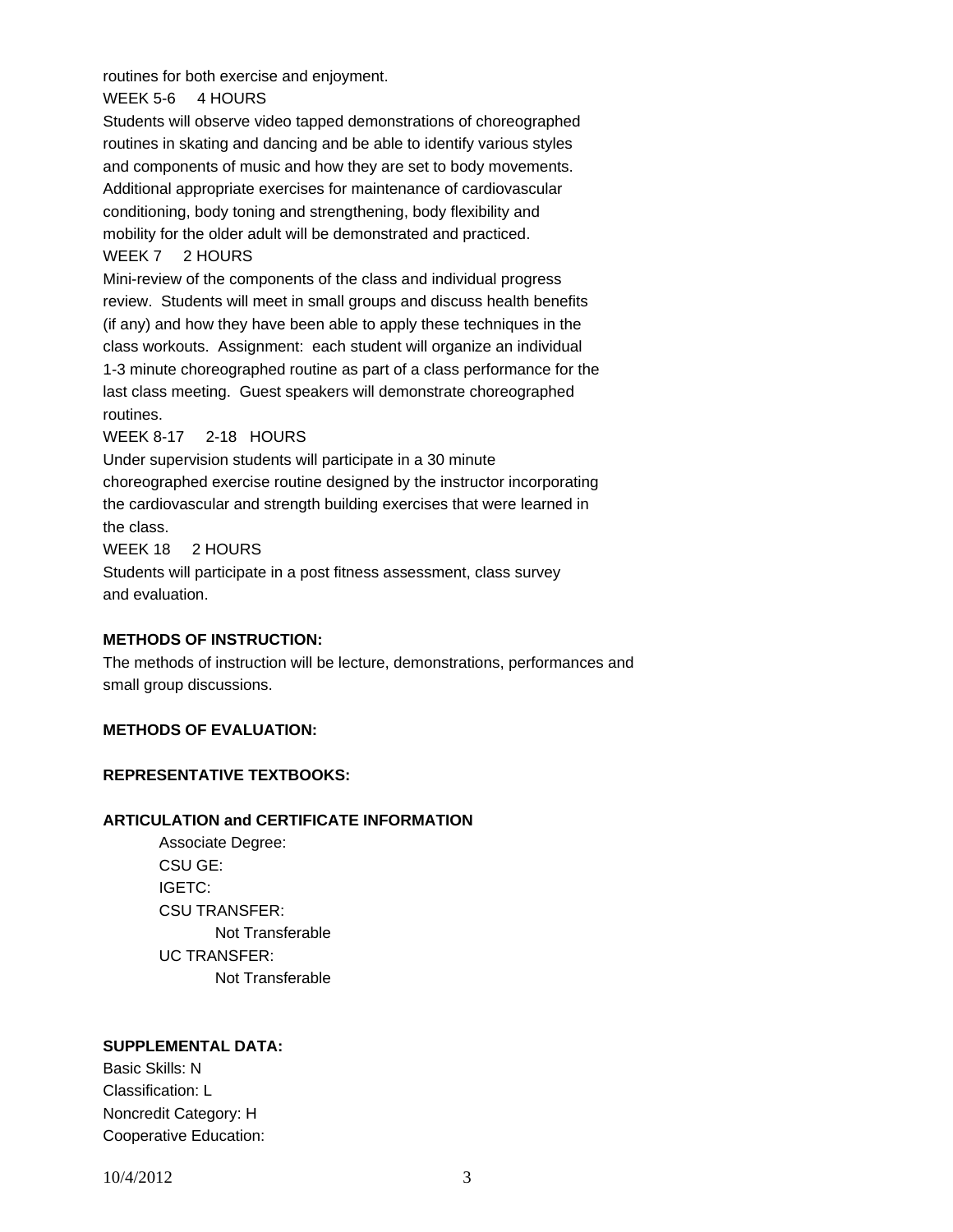routines for both exercise and enjoyment.

WEEK 5-6 4 HOURS

Students will observe video tapped demonstrations of choreographed routines in skating and dancing and be able to identify various styles and components of music and how they are set to body movements. Additional appropriate exercises for maintenance of cardiovascular conditioning, body toning and strengthening, body flexibility and mobility for the older adult will be demonstrated and practiced.

WEEK 7 2 HOURS

Mini-review of the components of the class and individual progress review. Students will meet in small groups and discuss health benefits (if any) and how they have been able to apply these techniques in the class workouts. Assignment: each student will organize an individual 1-3 minute choreographed routine as part of a class performance for the last class meeting. Guest speakers will demonstrate choreographed routines.

WEEK 8-17 2-18 HOURS

Under supervision students will participate in a 30 minute choreographed exercise routine designed by the instructor incorporating the cardiovascular and strength building exercises that were learned in the class.

WEEK 18 2 HOURS

Students will participate in a post fitness assessment, class survey and evaluation.

**METHODS OF INSTRUCTION:**

The methods of instruction will be lecture, demonstrations, performances and small group discussions.

**METHODS OF EVALUATION:**

**REPRESENTATIVE TEXTBOOKS:**

**ARTICULATION and CERTIFICATE INFORMATION**

Associate Degree:
CSU GE:
IGETC:
CSU TRANSFER:
Not Transferable
UC TRANSFER:
Not Transferable

**SUPPLEMENTAL DATA:**

Basic Skills: N
Classification: L
Noncredit Category: H
Cooperative Education: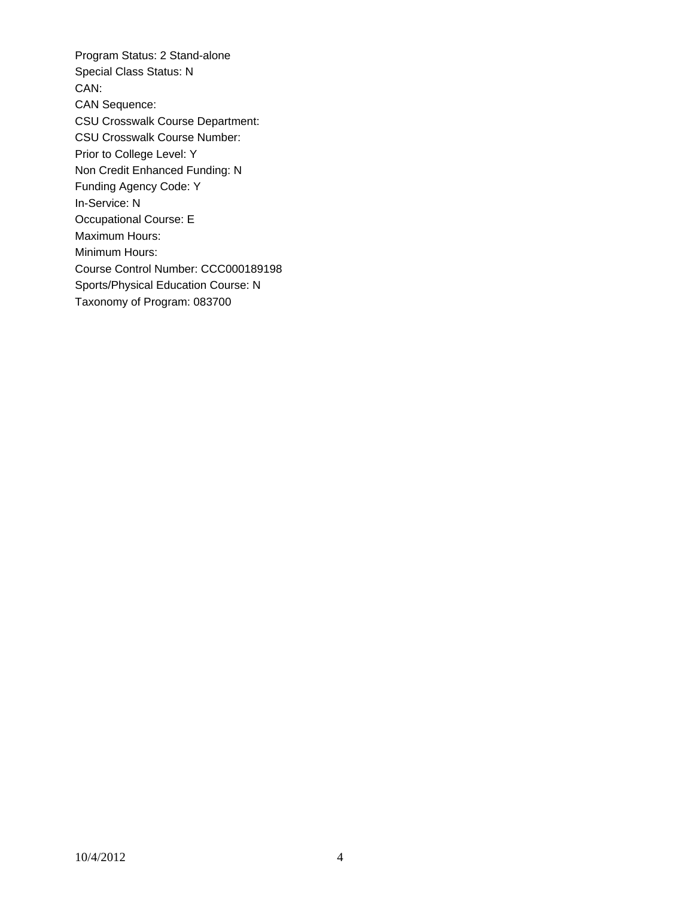Program Status: 2 Stand-alone
Special Class Status: N
CAN:
CAN Sequence:
CSU Crosswalk Course Department:
CSU Crosswalk Course Number:
Prior to College Level: Y
Non Credit Enhanced Funding: N
Funding Agency Code: Y
In-Service: N
Occupational Course: E
Maximum Hours:
Minimum Hours:
Course Control Number: CCC000189198
Sports/Physical Education Course: N
Taxonomy of Program: 083700